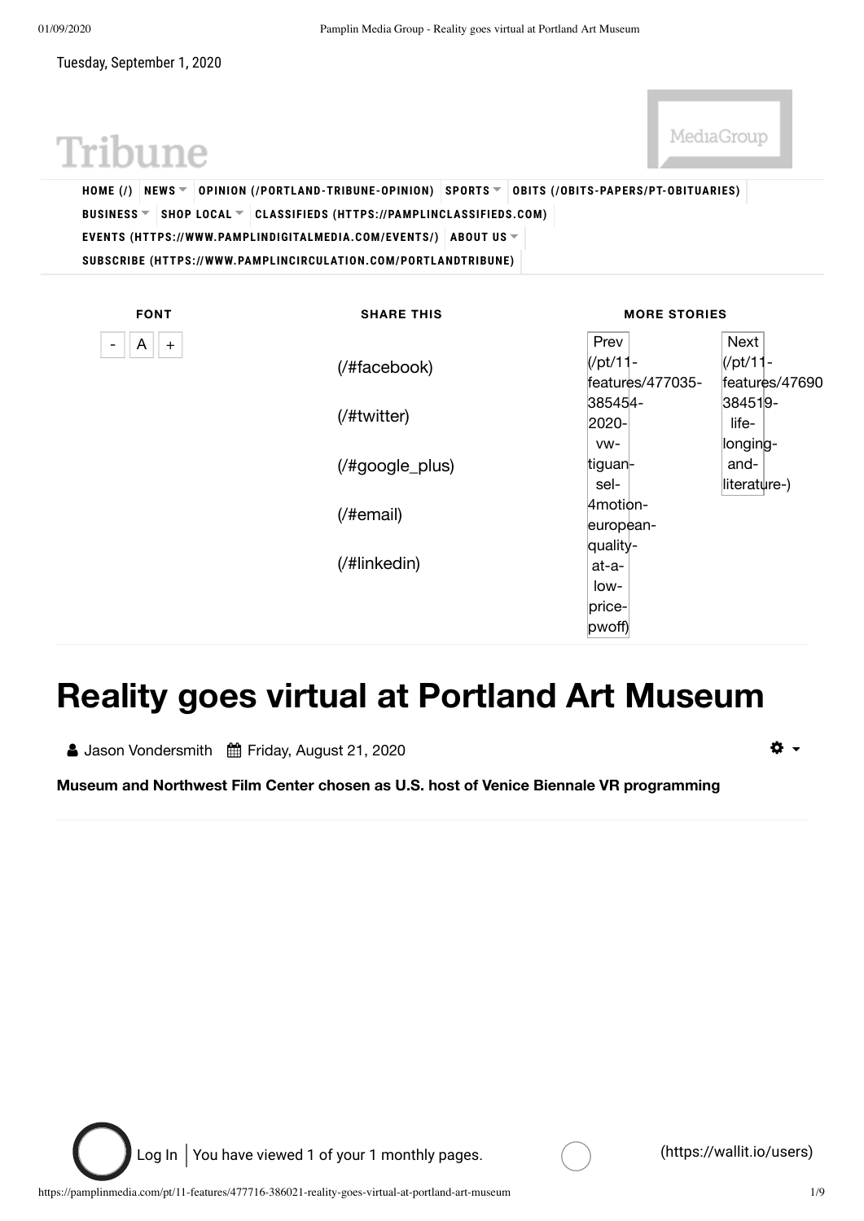Tuesday, September 1, 2020

Tribune

MediaGroup

HOME (/) NEWS OPINION (/PORTLAND-TRIBUNE-OPINION) SPORTS OBITS (/OBITS-PAPERS/PT-OBITUARIES) BUSINESS SHOP LOCAL CLASSIFIEDS (HTTPS://PAMPLINCLASSIFIEDS.COM) EVENTS (HTTPS://WWW.PAMPLINDIGITALMEDIA.COM/EVENTS/) ABOUT US SUBSCRIBE (HTTPS://WWW.PAMPLINCIRCULATION.COM/PORTLANDTRIBUNE)

FONT - A +

SHARE THIS

(/#facebook)

(/#twitter)

(/#google_plus)

(/#email)

(/#linkedin)

MORE STORIES

Prev (/pt/11-features/477035-385454-2020-vw-tiguan-sel-4motion-european-quality-at-a-low-price-pwoff)

Next (/pt/11-features/47690 384519-life-longing-and-literature-)

# Reality goes virtual at Portland Art Museum

Jason Vondersmith Friday, August 21, 2020

**Museum and Northwest Film Center chosen as U.S. host of Venice Biennale VR programming**

Log In | You have viewed 1 of your 1 monthly pages. (https://wallit.io/users)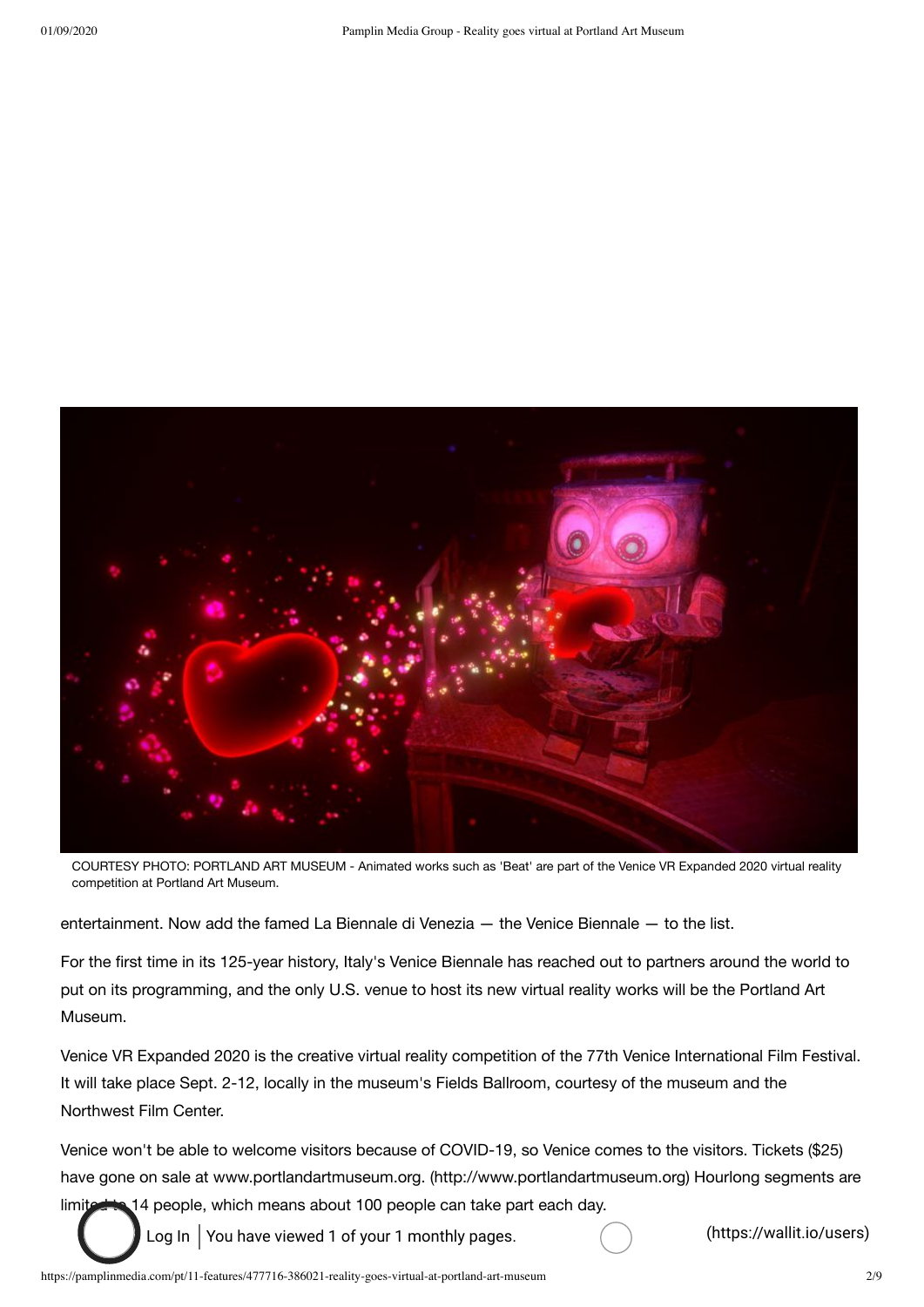COURTESY PHOTO: PORTLAND ART MUSEUM - Animated works such as 'Beat' are part of the Venice VR Expanded 2020 virtual reality competition at Portland Art Museum.

entertainment. Now add the famed La Biennale di Venezia — the Venice Biennale — to the list.

For the first time in its 125-year history, Italy's Venice Biennale has reached out to partners around the world to put on its programming, and the only U.S. venue to host its new virtual reality works will be the Portland Art Museum.

Venice VR Expanded 2020 is the creative virtual reality competition of the 77th Venice International Film Festival. It will take place Sept. 2-12, locally in the museum's Fields Ballroom, courtesy of the museum and the Northwest Film Center.

Venice won't be able to welcome visitors because of COVID-19, so Venice comes to the visitors. Tickets ($25) have gone on sale at www.portlandartmuseum.org. (http://www.portlandartmuseum.org) Hourlong segments are limited to 14 people, which means about 100 people can take part each day.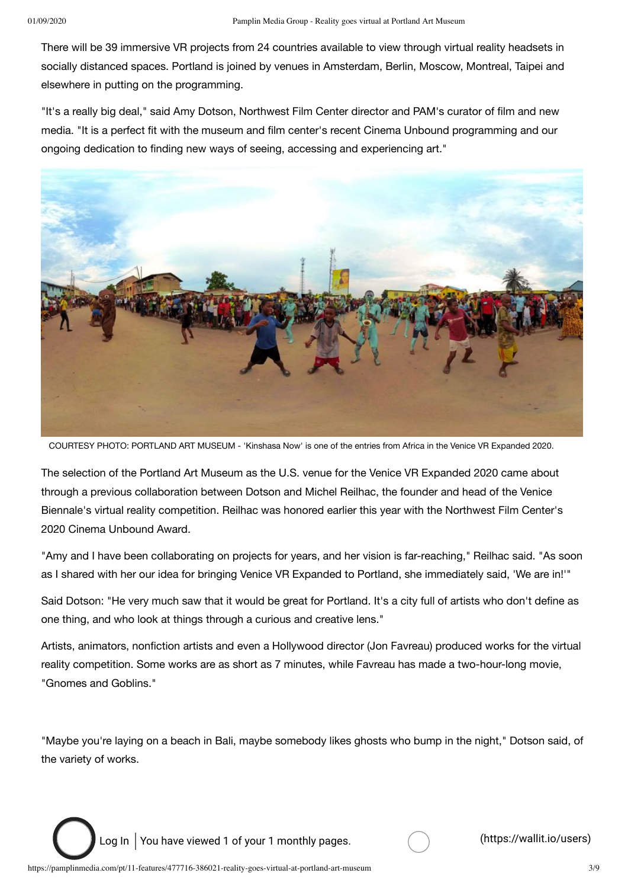There will be 39 immersive VR projects from 24 countries available to view through virtual reality headsets in socially distanced spaces. Portland is joined by venues in Amsterdam, Berlin, Moscow, Montreal, Taipei and elsewhere in putting on the programming.

"It's a really big deal," said Amy Dotson, Northwest Film Center director and PAM's curator of film and new media. "It is a perfect fit with the museum and film center's recent Cinema Unbound programming and our ongoing dedication to finding new ways of seeing, accessing and experiencing art."

COURTESY PHOTO: PORTLAND ART MUSEUM - 'Kinshasa Now' is one of the entries from Africa in the Venice VR Expanded 2020.

The selection of the Portland Art Museum as the U.S. venue for the Venice VR Expanded 2020 came about through a previous collaboration between Dotson and Michel Reilhac, the founder and head of the Venice Biennale's virtual reality competition. Reilhac was honored earlier this year with the Northwest Film Center's 2020 Cinema Unbound Award.

"Amy and I have been collaborating on projects for years, and her vision is far-reaching," Reilhac said. "As soon as I shared with her our idea for bringing Venice VR Expanded to Portland, she immediately said, 'We are in!'"

Said Dotson: "He very much saw that it would be great for Portland. It's a city full of artists who don't define as one thing, and who look at things through a curious and creative lens."

Artists, animators, nonfiction artists and even a Hollywood director (Jon Favreau) produced works for the virtual reality competition. Some works are as short as 7 minutes, while Favreau has made a two-hour-long movie, "Gnomes and Goblins."

"Maybe you're laying on a beach in Bali, maybe somebody likes ghosts who bump in the night," Dotson said, of the variety of works.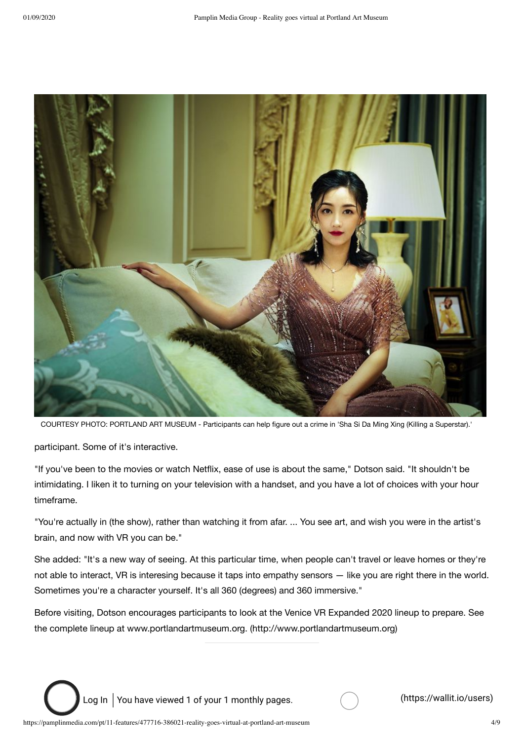COURTESY PHOTO: PORTLAND ART MUSEUM - Participants can help figure out a crime in 'Sha Si Da Ming Xing (Killing a Superstar).'

participant. Some of it's interactive.

"If you've been to the movies or watch Netflix, ease of use is about the same," Dotson said. "It shouldn't be intimidating. I liken it to turning on your television with a handset, and you have a lot of choices with your hour timeframe.

"You're actually in (the show), rather than watching it from afar. ... You see art, and wish you were in the artist's brain, and now with VR you can be."

She added: "It's a new way of seeing. At this particular time, when people can't travel or leave homes or they're not able to interact, VR is interesing because it taps into empathy sensors — like you are right there in the world. Sometimes you're a character yourself. It's all 360 (degrees) and 360 immersive."

Before visiting, Dotson encourages participants to look at the Venice VR Expanded 2020 lineup to prepare. See the complete lineup at www.portlandartmuseum.org. (http://www.portlandartmuseum.org)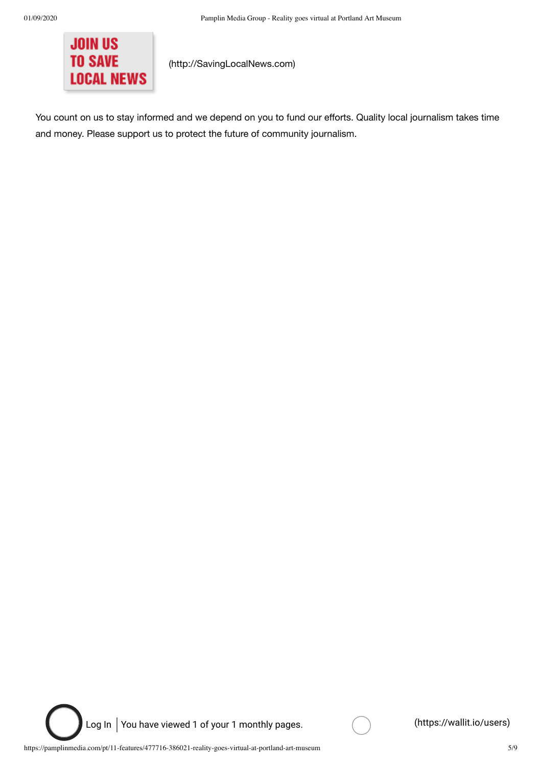JOIN US TO SAVE LOCAL NEWS (http://SavingLocalNews.com)

You count on us to stay informed and we depend on you to fund our efforts. Quality local journalism takes time and money. Please support us to protect the future of community journalism.

Log In | You have viewed 1 of your 1 monthly pages. (https://wallit.io/users)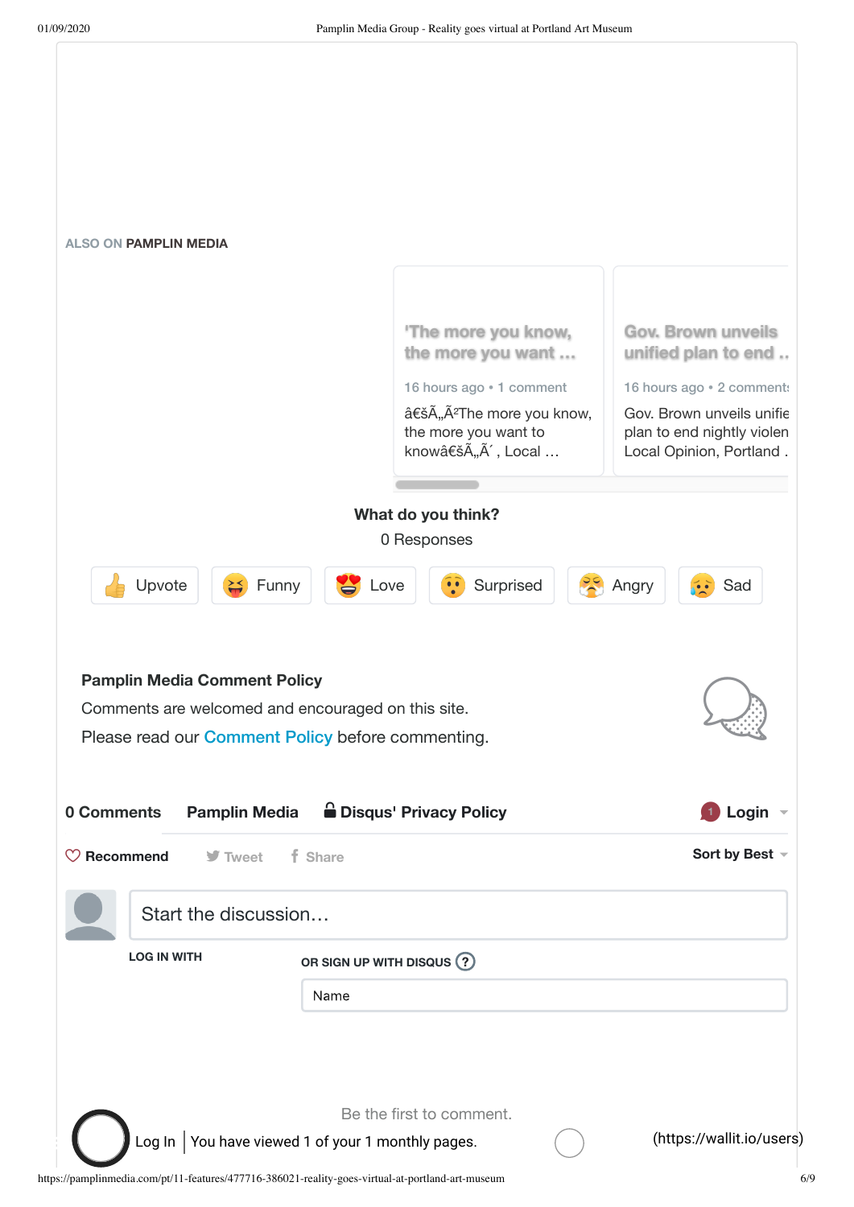ALSO ON **PAMPLIN MEDIA**

**'The more you know, the more you want …**

16 hours ago • 1 comment

â€šÃ„Ã²The more you know, the more you want to knowâ€šÃ„Ã´ , Local …

**Gov. Brown unveils unified plan to end ..**

16 hours ago • 2 comments

Gov. Brown unveils unifie plan to end nightly violen Local Opinion, Portland .

**What do you think?**

0 Responses

Upvote | Funny | Love | Surprised | Angry | Sad

**Pamplin Media Comment Policy**

Comments are welcomed and encouraged on this site.

Please read our Comment Policy before commenting.

**0 Comments** **Pamplin Media** **Disqus' Privacy Policy** **Login**

**Recommend** Tweet Share **Sort by Best**

Start the discussion…

LOG IN WITH

OR SIGN UP WITH DISQUS ?

Name

Be the first to comment.

Log In | You have viewed 1 of your 1 monthly pages.

(https://wallit.io/users)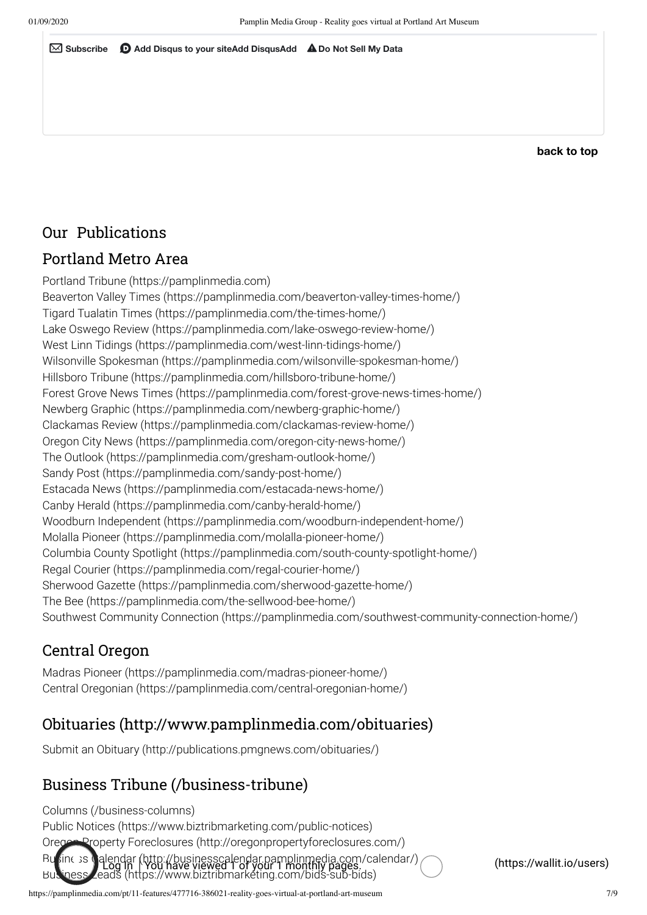Subscribe   Add Disqus to your siteAdd DisqusAdd   Do Not Sell My Data

back to top

## Our Publications

## Portland Metro Area

Portland Tribune (https://pamplinmedia.com)
Beaverton Valley Times (https://pamplinmedia.com/beaverton-valley-times-home/)
Tigard Tualatin Times (https://pamplinmedia.com/the-times-home/)
Lake Oswego Review (https://pamplinmedia.com/lake-oswego-review-home/)
West Linn Tidings (https://pamplinmedia.com/west-linn-tidings-home/)
Wilsonville Spokesman (https://pamplinmedia.com/wilsonville-spokesman-home/)
Hillsboro Tribune (https://pamplinmedia.com/hillsboro-tribune-home/)
Forest Grove News Times (https://pamplinmedia.com/forest-grove-news-times-home/)
Newberg Graphic (https://pamplinmedia.com/newberg-graphic-home/)
Clackamas Review (https://pamplinmedia.com/clackamas-review-home/)
Oregon City News (https://pamplinmedia.com/oregon-city-news-home/)
The Outlook (https://pamplinmedia.com/gresham-outlook-home/)
Sandy Post (https://pamplinmedia.com/sandy-post-home/)
Estacada News (https://pamplinmedia.com/estacada-news-home/)
Canby Herald (https://pamplinmedia.com/canby-herald-home/)
Woodburn Independent (https://pamplinmedia.com/woodburn-independent-home/)
Molalla Pioneer (https://pamplinmedia.com/molalla-pioneer-home/)
Columbia County Spotlight (https://pamplinmedia.com/south-county-spotlight-home/)
Regal Courier (https://pamplinmedia.com/regal-courier-home/)
Sherwood Gazette (https://pamplinmedia.com/sherwood-gazette-home/)
The Bee (https://pamplinmedia.com/the-sellwood-bee-home/)
Southwest Community Connection (https://pamplinmedia.com/southwest-community-connection-home/)

## Central Oregon

Madras Pioneer (https://pamplinmedia.com/madras-pioneer-home/)
Central Oregonian (https://pamplinmedia.com/central-oregonian-home/)

## Obituaries (http://www.pamplinmedia.com/obituaries)

Submit an Obituary (http://publications.pmgnews.com/obituaries/)

## Business Tribune (/business-tribune)

Columns (/business-columns)
Public Notices (https://www.biztribmarketing.com/public-notices)
Oregon Property Foreclosures (http://oregonpropertyforeclosures.com/)
Business Calendar (http://businesscalendar.pamplinmedia.com/calendar/)
Business Leads (https://www.biztribmarketing.com/bids-sub-bids)

Log In | You have viewed 1 of your 1 monthly pages. (https://wallit.io/users)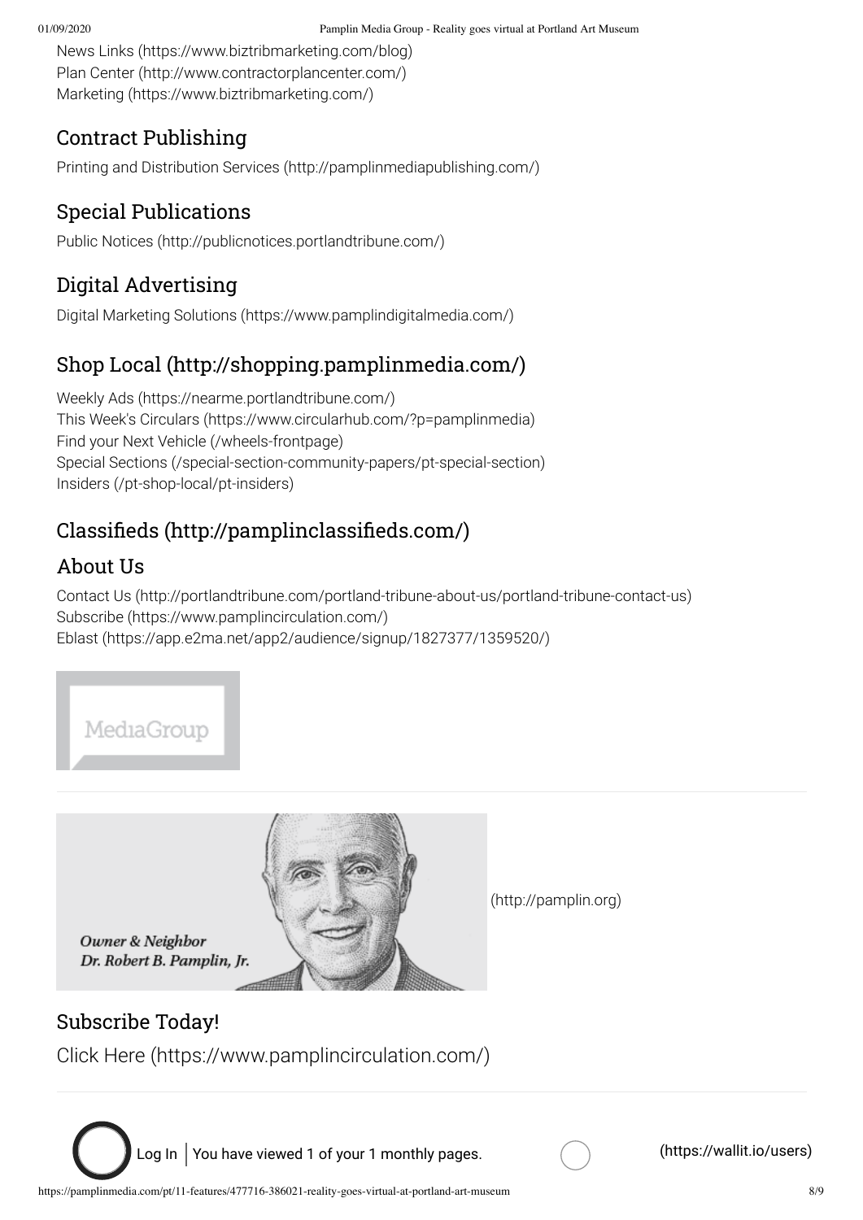News Links (https://www.biztribmarketing.com/blog)
Plan Center (http://www.contractorplancenter.com/)
Marketing (https://www.biztribmarketing.com/)

## Contract Publishing

Printing and Distribution Services (http://pamplinmediapublishing.com/)

## Special Publications

Public Notices (http://publicnotices.portlandtribune.com/)

## Digital Advertising

Digital Marketing Solutions (https://www.pamplindigitalmedia.com/)

## Shop Local (http://shopping.pamplinmedia.com/)

Weekly Ads (https://nearme.portlandtribune.com/)
This Week's Circulars (https://www.circularhub.com/?p=pamplinmedia)
Find your Next Vehicle (/wheels-frontpage)
Special Sections (/special-section-community-papers/pt-special-section)
Insiders (/pt-shop-local/pt-insiders)

## Classifieds (http://pamplinclassifieds.com/)

## About Us

Contact Us (http://portlandtribune.com/portland-tribune-about-us/portland-tribune-contact-us)
Subscribe (https://www.pamplincirculation.com/)
Eblast (https://app.e2ma.net/app2/audience/signup/1827377/1359520/)

MediaGroup

*Owner & Neighbor*
*Dr. Robert B. Pamplin, Jr.*

(http://pamplin.org)

## Subscribe Today!

Click Here (https://www.pamplincirculation.com/)

Log In | You have viewed 1 of your 1 monthly pages. (https://wallit.io/users)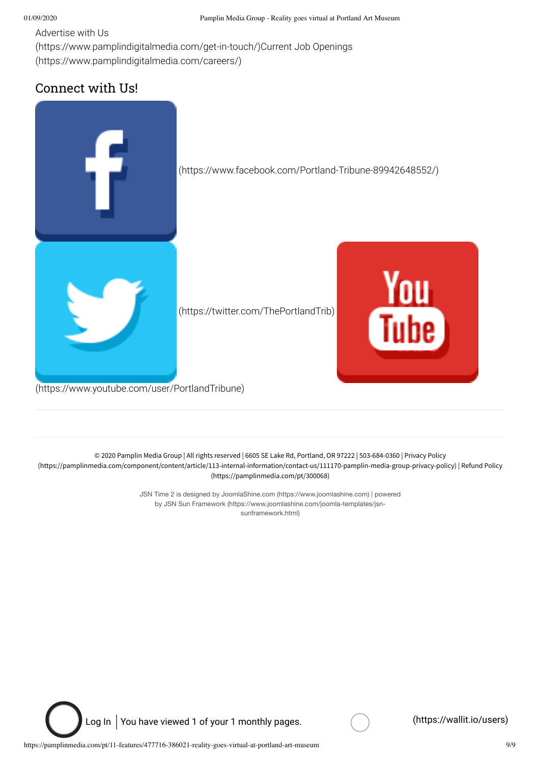Advertise with Us
(https://www.pamplindigitalmedia.com/get-in-touch/)Current Job Openings
(https://www.pamplindigitalmedia.com/careers/)

## Connect with Us!

(https://www.facebook.com/Portland-Tribune-89942648552/)

(https://twitter.com/ThePortlandTrib)

(https://www.youtube.com/user/PortlandTribune)

---

© 2020 Pamplin Media Group | All rights reserved | 6605 SE Lake Rd, Portland, OR 97222 | 503-684-0360 | Privacy Policy (https://pamplinmedia.com/component/content/article/113-internal-information/contact-us/111170-pamplin-media-group-privacy-policy) | Refund Policy (https://pamplinmedia.com/pt/300068)

JSN Time 2 is designed by JoomlaShine.com (https://www.joomlashine.com) | powered by JSN Sun Framework (https://www.joomlashine.com/joomla-templates/jsn-sunframework.html)

Log In | You have viewed 1 of your 1 monthly pages. (https://wallit.io/users)